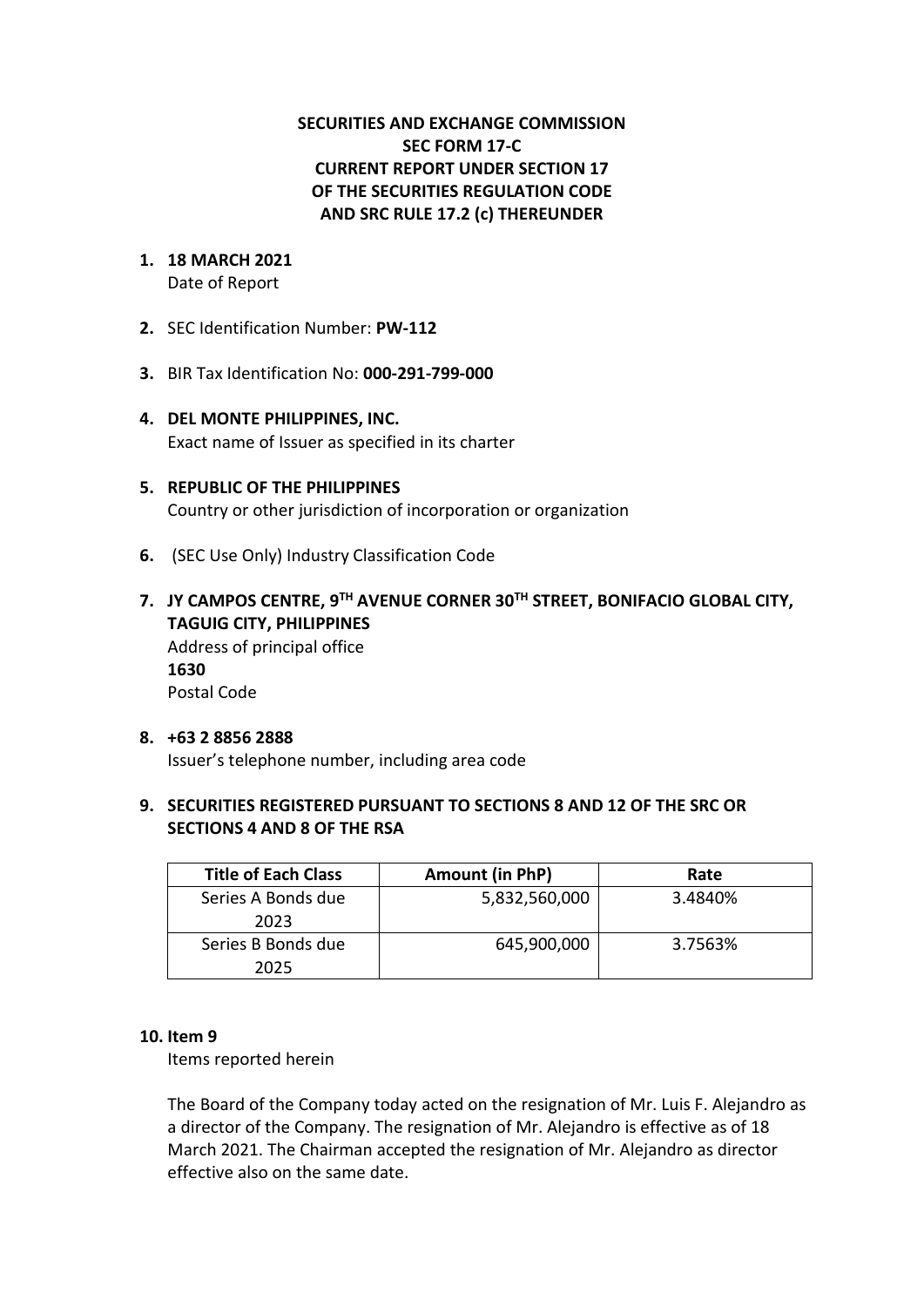**SECURITIES AND EXCHANGE COMMISSION**
**SEC FORM 17-C**
**CURRENT REPORT UNDER SECTION 17**
**OF THE SECURITIES REGULATION CODE**
**AND SRC RULE 17.2 (c) THEREUNDER**

1. **18 MARCH 2021**
   Date of Report

2. SEC Identification Number: **PW-112**

3. BIR Tax Identification No: **000-291-799-000**

4. **DEL MONTE PHILIPPINES, INC.**
   Exact name of Issuer as specified in its charter

5. **REPUBLIC OF THE PHILIPPINES**
   Country or other jurisdiction of incorporation or organization

6. (SEC Use Only) Industry Classification Code

7. **JY CAMPOS CENTRE, 9TH AVENUE CORNER 30TH STREET, BONIFACIO GLOBAL CITY, TAGUIG CITY, PHILIPPINES**
   Address of principal office
   **1630**
   Postal Code

8. **+63 2 8856 2888**
   Issuer's telephone number, including area code

9. **SECURITIES REGISTERED PURSUANT TO SECTIONS 8 AND 12 OF THE SRC OR SECTIONS 4 AND 8 OF THE RSA**

| Title of Each Class | Amount (in PhP) | Rate |
|---|---|---|
| Series A Bonds due 2023 | 5,832,560,000 | 3.4840% |
| Series B Bonds due 2025 | 645,900,000 | 3.7563% |

10. **Item 9**
    Items reported herein

    The Board of the Company today acted on the resignation of Mr. Luis F. Alejandro as a director of the Company. The resignation of Mr. Alejandro is effective as of 18 March 2021. The Chairman accepted the resignation of Mr. Alejandro as director effective also on the same date.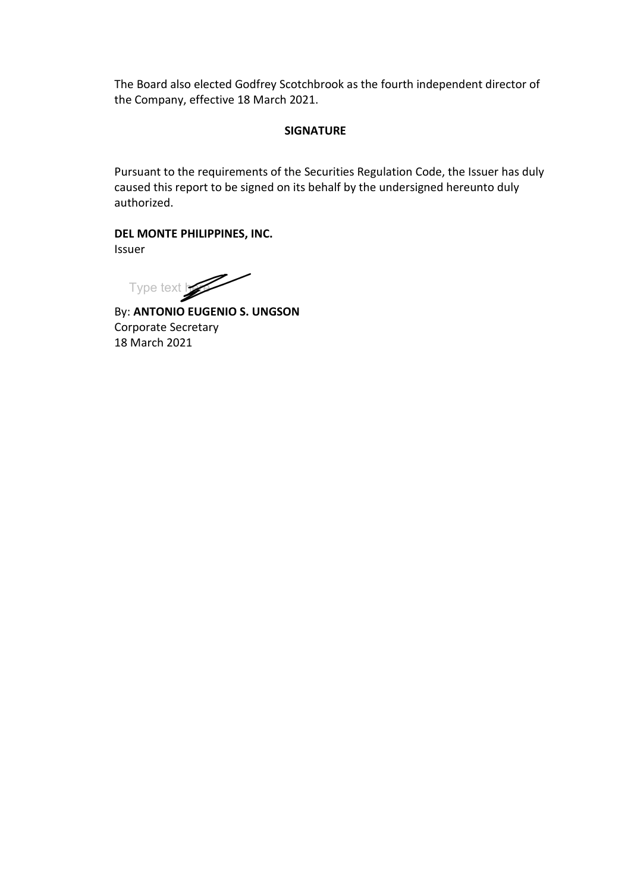The Board also elected Godfrey Scotchbrook as the fourth independent director of the Company, effective 18 March 2021.

**SIGNATURE**

Pursuant to the requirements of the Securities Regulation Code, the Issuer has duly caused this report to be signed on its behalf by the undersigned hereunto duly authorized.

**DEL MONTE PHILIPPINES, INC.**
Issuer

Type text here

By: **ANTONIO EUGENIO S. UNGSON**
Corporate Secretary
18 March 2021